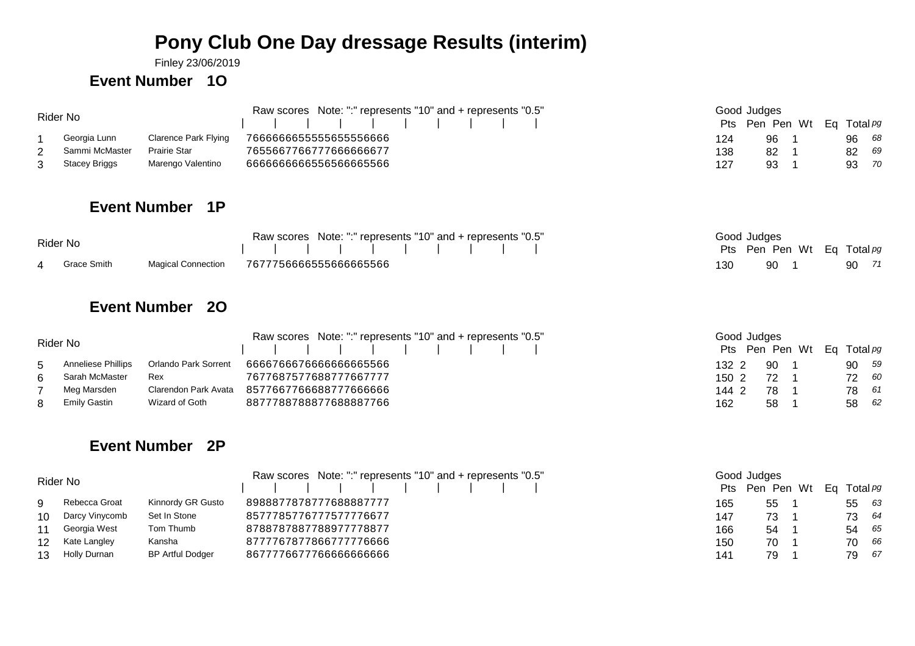# Pony Club One Day dressage Results (interim)

Finley 23/06/2019

## Event Number 1O

Raw scores Note: ":" represents "10" and + represents "0.5"

| Rider No | | | Raw scores | Good Pts | | Judges Pen | Pen | Wt | Eq | Total | pg |
|---|---|---|---|---|---|---|---|---|---|---|---|
| 1 | Georgia Lunn | Clarence Park Flying | 766666665555565555556666 | 124 | | 96 | 1 | | | 96 | 68 |
| 2 | Sammi McMaster | Prairie Star | 7655667766777666666677 | 138 | | 82 | 1 | | | 82 | 69 |
| 3 | Stacey Briggs | Marengo Valentino | 6666666666556566665566 | 127 | | 93 | 1 | | | 93 | 70 |

## Event Number 1P

Raw scores Note: ":" represents "10" and + represents "0.5"

| Rider No | | | Raw scores | Good Pts | | Judges Pen | Pen | Wt | Eq | Total | pg |
|---|---|---|---|---|---|---|---|---|---|---|---|
| 4 | Grace Smith | Magical Connection | 7677756666555666665566 | 130 | | 90 | 1 | | | 90 | 71 |

## Event Number 2O

Raw scores Note: ":" represents "10" and + represents "0.5"

| Rider No | | | Raw scores | Good Pts | | Judges Pen | Pen | Wt | Eq | Total | pg |
|---|---|---|---|---|---|---|---|---|---|---|---|
| 5 | Anneliese Phillips | Orlando Park Sorrent | 6666766676666666665566 | 132 | 2 | 90 | 1 | | | 90 | 59 |
| 6 | Sarah McMaster | Rex | 7677687577688777667777 | 150 | 2 | 72 | 1 | | | 72 | 60 |
| 7 | Meg Marsden | Clarendon Park Avata | 8577667766688777666666 | 144 | 2 | 78 | 1 | | | 78 | 61 |
| 8 | Emily Gastin | Wizard of Goth | 8877788788877688887766 | 162 | | 58 | 1 | | | 58 | 62 |

## Event Number 2P

Raw scores Note: ":" represents "10" and + represents "0.5"

| Rider No | | | Raw scores | Good Pts | | Judges Pen | Pen | Wt | Eq | Total | pg |
|---|---|---|---|---|---|---|---|---|---|---|---|
| 9 | Rebecca Groat | Kinnordy GR Gusto | 8988877878777688887777 | 165 | | 55 | 1 | | | 55 | 63 |
| 10 | Darcy Vinycomb | Set In Stone | 8577785776777577776677 | 147 | | 73 | 1 | | | 73 | 64 |
| 11 | Georgia West | Tom Thumb | 8788787887788977778877 | 166 | | 54 | 1 | | | 54 | 65 |
| 12 | Kate Langley | Kansha | 8777767877866777776666 | 150 | | 70 | 1 | | | 70 | 66 |
| 13 | Holly Durnan | BP Artful Dodger | 8677776677766666666666 | 141 | | 79 | 1 | | | 79 | 67 |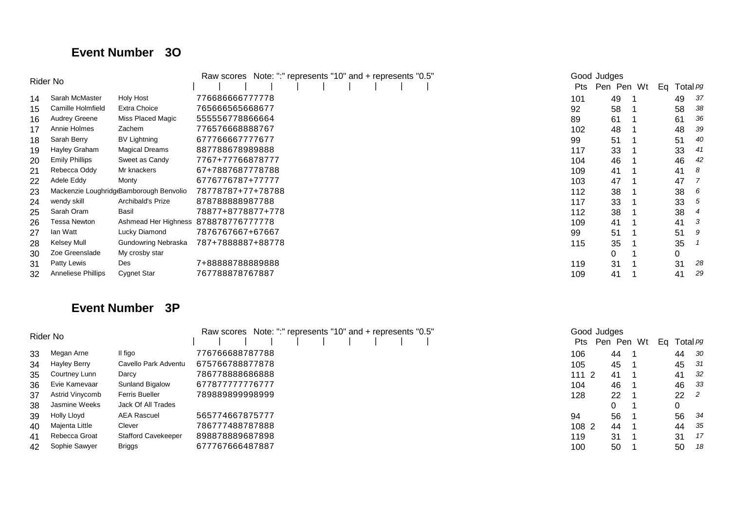## Event Number 3O

| Rider No | | | Raw scores Note: ":" represents "10" and + represents "0.5" | Good Pts | Judges Pen | Pen | Wt | Eq | Total | pg |
|---|---|---|---|---|---|---|---|---|---|---|
| 14 | Sarah McMaster | Holy Host | 776686666777778 | 101 | 49 | 1 | | | 49 | 37 |
| 15 | Camille Holmfield | Extra Choice | 765666565668677 | 92 | 58 | 1 | | | 58 | 38 |
| 16 | Audrey Greene | Miss Placed Magic | 555556778866664 | 89 | 61 | 1 | | | 61 | 36 |
| 17 | Annie Holmes | Zachem | 776576668888767 | 102 | 48 | 1 | | | 48 | 39 |
| 18 | Sarah Berry | BV Lightning | 677766667777677 | 99 | 51 | 1 | | | 51 | 40 |
| 19 | Hayley Graham | Magical Dreams | 887788678989888 | 117 | 33 | 1 | | | 33 | 41 |
| 20 | Emily Phillips | Sweet as Candy | 7767+77766878777 | 104 | 46 | 1 | | | 46 | 42 |
| 21 | Rebecca Oddy | Mr knackers | 67+7887687778788 | 109 | 41 | 1 | | | 41 | 8 |
| 22 | Adele Eddy | Monty | 6776776787+77777 | 103 | 47 | 1 | | | 47 | 7 |
| 23 | Mackenzie Loughridge | Bamborough Benvolio | 78778787+77+78788 | 112 | 38 | 1 | | | 38 | 6 |
| 24 | wendy skill | Archibald's Prize | 878788888987788 | 117 | 33 | 1 | | | 33 | 5 |
| 25 | Sarah Oram | Basil | 78877+8778877+778 | 112 | 38 | 1 | | | 38 | 4 |
| 26 | Tessa Newton | Ashmead Her Highness | 878878776777778 | 109 | 41 | 1 | | | 41 | 3 |
| 27 | Ian Watt | Lucky Diamond | 7876767667+67667 | 99 | 51 | 1 | | | 51 | 9 |
| 28 | Kelsey Mull | Gundowring Nebraska | 787+7888887+88778 | 115 | 35 | 1 | | | 35 | 1 |
| 30 | Zoe Greenslade | My crosby star | | | 0 | 1 | | | 0 | |
| 31 | Patty Lewis | Des | 7+88888788889888 | 119 | 31 | 1 | | | 31 | 28 |
| 32 | Anneliese Phillips | Cygnet Star | 767788878767887 | 109 | 41 | 1 | | | 41 | 29 |

## Event Number 3P

| Rider No | | | Raw scores Note: ":" represents "10" and + represents "0.5" | Good Pts | Judges Pen | Pen | Wt | Eq | Total | pg |
|---|---|---|---|---|---|---|---|---|---|---|
| 33 | Megan Arne | Il figo | 776766688787788 | 106 | 44 | 1 | | | 44 | 30 |
| 34 | Hayley Berry | Cavello Park Adventu | 675766788877878 | 105 | 45 | 1 | | | 45 | 31 |
| 35 | Courtney Lunn | Darcy | 786778888686888 | 111 | 2 41 | 1 | | | 41 | 32 |
| 36 | Evie Kamevaar | Sunland Bigalow | 677877777776777 | 104 | 46 | 1 | | | 46 | 33 |
| 37 | Astrid Vinycomb | Ferris Bueller | 789889899998999 | 128 | 22 | 1 | | | 22 | 2 |
| 38 | Jasmine Weeks | Jack Of All Trades | | | 0 | 1 | | | 0 | |
| 39 | Holly Lloyd | AEA Rascuel | 565774667875777 | 94 | 56 | 1 | | | 56 | 34 |
| 40 | Majenta Little | Clever | 786777488787888 | 108 | 2 44 | 1 | | | 44 | 35 |
| 41 | Rebecca Groat | Stafford Cavekeeper | 898878889687898 | 119 | 31 | 1 | | | 31 | 17 |
| 42 | Sophie Sawyer | Briggs | 677767666487887 | 100 | 50 | 1 | | | 50 | 18 |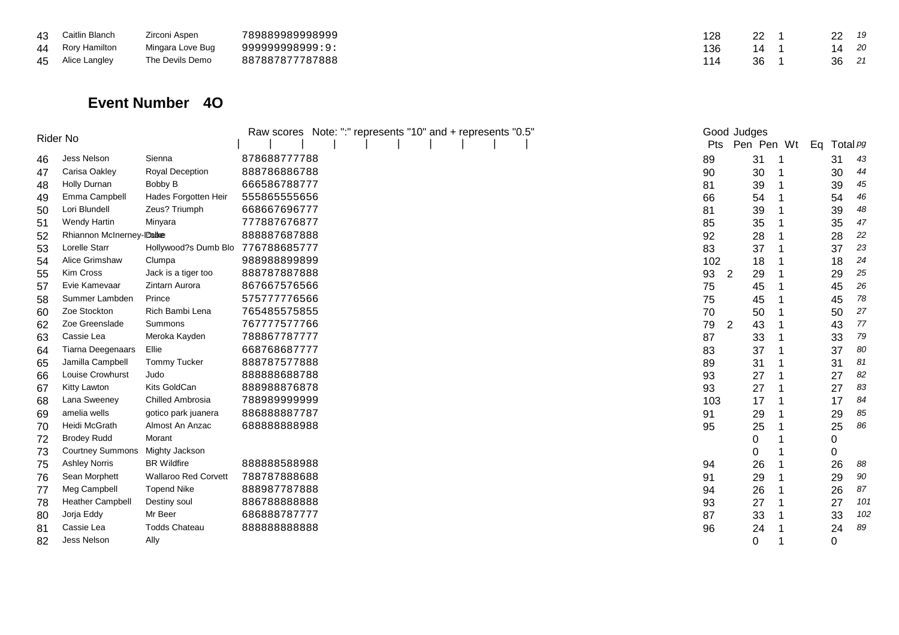| | | | | | | | | | |
|---|---|---|---|---|---|---|---|---|---|
| 43 | Caitlin Blanch | Zirconi Aspen | 789889989998999 | 128 | | 22 | 1 | | 22 | 19 |
| 44 | Rory Hamilton | Mingara Love Bug | 999999998999:9: | 136 | | 14 | 1 | | 14 | 20 |
| 45 | Alice Langley | The Devils Demo | 887887877787888 | 114 | | 36 | 1 | | 36 | 21 |

## Event Number 4O

| Rider No | | | Raw scores Note: ":" represents "10" and + represents "0.5" | Good Judges Pts | Pen | Pen Wt | Eq | Total | pg |
|---|---|---|---|---|---|---|---|---|---|---|
| 46 | Jess Nelson | Sienna | 878688777788 | 89 | | 31 | 1 | | 31 | 43 |
| 47 | Carisa Oakley | Royal Deception | 888786886788 | 90 | | 30 | 1 | | 30 | 44 |
| 48 | Holly Durnan | Bobby B | 666586788777 | 81 | | 39 | 1 | | 39 | 45 |
| 49 | Emma Campbell | Hades Forgotten Heir | 555865555656 | 66 | | 54 | 1 | | 54 | 46 |
| 50 | Lori Blundell | Zeus? Triumph | 668667696777 | 81 | | 39 | 1 | | 39 | 48 |
| 51 | Wendy Hartin | Minyara | 777887676877 | 85 | | 35 | 1 | | 35 | 47 |
| 52 | Rhiannon McInerney-Dale | Duke | 888887687888 | 92 | | 28 | 1 | | 28 | 22 |
| 53 | Lorelle Starr | Hollywood?s Dumb Blo | 776788685777 | 83 | | 37 | 1 | | 37 | 23 |
| 54 | Alice Grimshaw | Clumpa | 988988899899 | 102 | | 18 | 1 | | 18 | 24 |
| 55 | Kim Cross | Jack is a tiger too | 888787887888 | 93 | 2 | 29 | 1 | | 29 | 25 |
| 57 | Evie Kamevaar | Zintarn Aurora | 867667576566 | 75 | | 45 | 1 | | 45 | 26 |
| 58 | Summer Lambden | Prince | 575777776566 | 75 | | 45 | 1 | | 45 | 78 |
| 60 | Zoe Stockton | Rich Bambi Lena | 765485575855 | 70 | | 50 | 1 | | 50 | 27 |
| 62 | Zoe Greenslade | Summons | 767777577766 | 79 | 2 | 43 | 1 | | 43 | 77 |
| 63 | Cassie Lea | Meroka Kayden | 788867787777 | 87 | | 33 | 1 | | 33 | 79 |
| 64 | Tiarna Deegenaars | Ellie | 668768687777 | 83 | | 37 | 1 | | 37 | 80 |
| 65 | Jamilla Campbell | Tommy Tucker | 888787577888 | 89 | | 31 | 1 | | 31 | 81 |
| 66 | Louise Crowhurst | Judo | 888888688788 | 93 | | 27 | 1 | | 27 | 82 |
| 67 | Kitty Lawton | Kits GoldCan | 888988876878 | 93 | | 27 | 1 | | 27 | 83 |
| 68 | Lana Sweeney | Chilled Ambrosia | 788989999999 | 103 | | 17 | 1 | | 17 | 84 |
| 69 | amelia wells | gotico park juanera | 886888887787 | 91 | | 29 | 1 | | 29 | 85 |
| 70 | Heidi McGrath | Almost An Anzac | 688888888988 | 95 | | 25 | 1 | | 25 | 86 |
| 72 | Brodey Rudd | Morant | | | | 0 | 1 | | 0 | |
| 73 | Courtney Summons | Mighty Jackson | | | | 0 | 1 | | 0 | |
| 75 | Ashley Norris | BR Wildfire | 888888588988 | 94 | | 26 | 1 | | 26 | 88 |
| 76 | Sean Morphett | Wallaroo Red Corvett | 788787888688 | 91 | | 29 | 1 | | 29 | 90 |
| 77 | Meg Campbell | Topend Nike | 888987787888 | 94 | | 26 | 1 | | 26 | 87 |
| 78 | Heather Campbell | Destiny soul | 886788888888 | 93 | | 27 | 1 | | 27 | 101 |
| 80 | Jorja Eddy | Mr Beer | 686888787777 | 87 | | 33 | 1 | | 33 | 102 |
| 81 | Cassie Lea | Todds Chateau | 888888888888 | 96 | | 24 | 1 | | 24 | 89 |
| 82 | Jess Nelson | Ally | | | | 0 | 1 | | 0 | |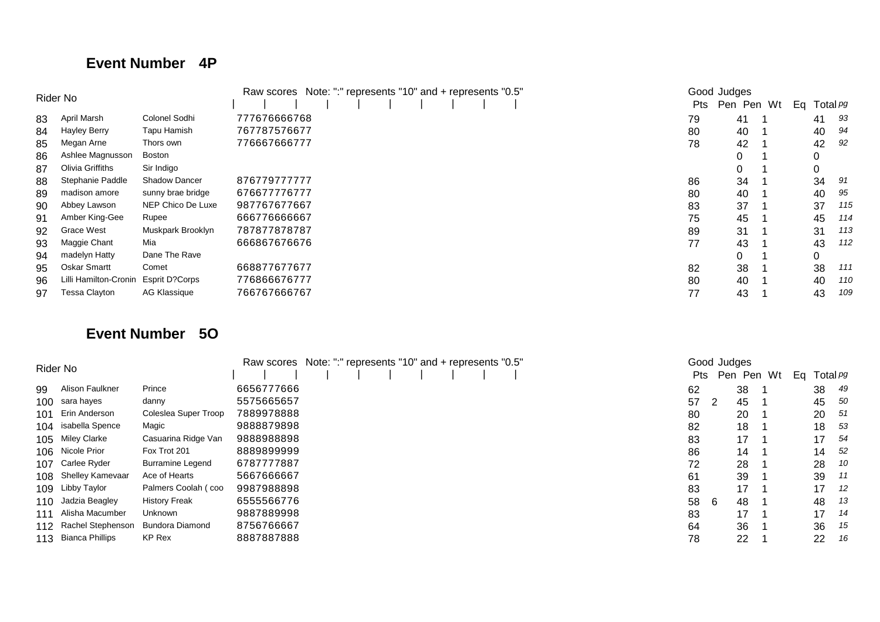## Event Number 4P

| Rider No | | | Raw scores Note: ":" represents "10" and + represents "0.5" | Good Judges Pts | Pen | Pen | Wt | Eq | Total | pg |
|---|---|---|---|---|---|---|---|---|---|---|
| 83 | April Marsh | Colonel Sodhi | 777676666768 | 79 | | 41 | 1 | | 41 | 93 |
| 84 | Hayley Berry | Tapu Hamish | 767787576677 | 80 | | 40 | 1 | | 40 | 94 |
| 85 | Megan Arne | Thors own | 776667666777 | 78 | | 42 | 1 | | 42 | 92 |
| 86 | Ashlee Magnusson | Boston | | | | 0 | 1 | | 0 | |
| 87 | Olivia Griffiths | Sir Indigo | | | | 0 | 1 | | 0 | |
| 88 | Stephanie Paddle | Shadow Dancer | 876779777777 | 86 | | 34 | 1 | | 34 | 91 |
| 89 | madison amore | sunny brae bridge | 676677776777 | 80 | | 40 | 1 | | 40 | 95 |
| 90 | Abbey Lawson | NEP Chico De Luxe | 987767677667 | 83 | | 37 | 1 | | 37 | 115 |
| 91 | Amber King-Gee | Rupee | 666776666667 | 75 | | 45 | 1 | | 45 | 114 |
| 92 | Grace West | Muskpark Brooklyn | 787877878787 | 89 | | 31 | 1 | | 31 | 113 |
| 93 | Maggie Chant | Mia | 666867676676 | 77 | | 43 | 1 | | 43 | 112 |
| 94 | madelyn Hatty | Dane The Rave | | | | 0 | 1 | | 0 | |
| 95 | Oskar Smartt | Comet | 668877677677 | 82 | | 38 | 1 | | 38 | 111 |
| 96 | Lilli Hamilton-Cronin | Esprit D?Corps | 776866676777 | 80 | | 40 | 1 | | 40 | 110 |
| 97 | Tessa Clayton | AG Klassique | 766767666767 | 77 | | 43 | 1 | | 43 | 109 |

## Event Number 5O

| Rider No | | | Raw scores Note: ":" represents "10" and + represents "0.5" | Good Judges Pts | Pen | Pen | Wt | Eq | Total | pg |
|---|---|---|---|---|---|---|---|---|---|---|
| 99 | Alison Faulkner | Prince | 6656777666 | 62 | | 38 | 1 | | 38 | 49 |
| 100 | sara hayes | danny | 5575665657 | 57 | 2 | 45 | 1 | | 45 | 50 |
| 101 | Erin Anderson | Coleslea Super Troop | 7889978888 | 80 | | 20 | 1 | | 20 | 51 |
| 104 | isabella Spence | Magic | 9888879898 | 82 | | 18 | 1 | | 18 | 53 |
| 105 | Miley Clarke | Casuarina Ridge Van | 9888988898 | 83 | | 17 | 1 | | 17 | 54 |
| 106 | Nicole Prior | Fox Trot 201 | 8889899999 | 86 | | 14 | 1 | | 14 | 52 |
| 107 | Carlee Ryder | Burramine Legend | 6787777887 | 72 | | 28 | 1 | | 28 | 10 |
| 108 | Shelley Kamevaar | Ace of Hearts | 5667666667 | 61 | | 39 | 1 | | 39 | 11 |
| 109 | Libby Taylor | Palmers Coolah ( coo | 9987988898 | 83 | | 17 | 1 | | 17 | 12 |
| 110 | Jadzia Beagley | History Freak | 6555566776 | 58 | 6 | 48 | 1 | | 48 | 13 |
| 111 | Alisha Macumber | Unknown | 9887889998 | 83 | | 17 | 1 | | 17 | 14 |
| 112 | Rachel Stephenson | Bundora Diamond | 8756766667 | 64 | | 36 | 1 | | 36 | 15 |
| 113 | Bianca Phillips | KP Rex | 8887887888 | 78 | | 22 | 1 | | 22 | 16 |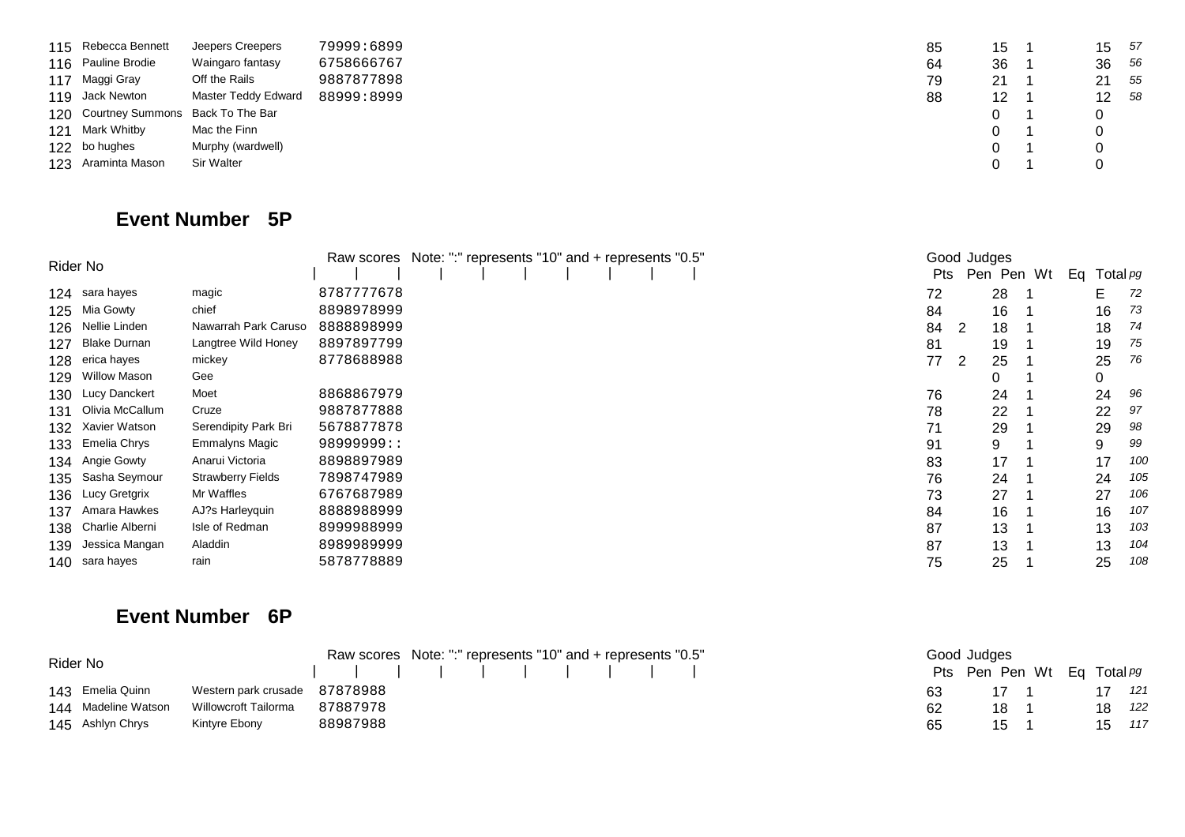| No | Rider | Horse | Raw scores | Good Pts | Judges Pen | Pen | Wt | Eq | Total | pg |
|---|---|---|---|---|---|---|---|---|---|---|
| 115 | Rebecca Bennett | Jeepers Creepers | 79999:6899 | 85 | | 15 | 1 | | 15 | 57 |
| 116 | Pauline Brodie | Waingaro fantasy | 6758666767 | 64 | | 36 | 1 | | 36 | 56 |
| 117 | Maggi Gray | Off the Rails | 9887877898 | 79 | | 21 | 1 | | 21 | 55 |
| 119 | Jack Newton | Master Teddy Edward | 88999:8999 | 88 | | 12 | 1 | | 12 | 58 |
| 120 | Courtney Summons | Back To The Bar | | | | 0 | 1 | | 0 | |
| 121 | Mark Whitby | Mac the Finn | | | | 0 | 1 | | 0 | |
| 122 | bo hughes | Murphy (wardwell) | | | | 0 | 1 | | 0 | |
| 123 | Araminta Mason | Sir Walter | | | | 0 | 1 | | 0 | |

## Event Number 5P

Raw scores Note: ":" represents "10" and + represents "0.5"

| Rider No | | | Raw scores | Good Judges Pts | Pen | Pen | Wt | Eq | Total | pg |
|---|---|---|---|---|---|---|---|---|---|---|
| 124 | sara hayes | magic | 8787777678 | 72 | | 28 | 1 | | E | 72 |
| 125 | Mia Gowty | chief | 8898978999 | 84 | | 16 | 1 | | 16 | 73 |
| 126 | Nellie Linden | Nawarrah Park Caruso | 8888898999 | 84 | 2 | 18 | 1 | | 18 | 74 |
| 127 | Blake Durnan | Langtree Wild Honey | 8897897799 | 81 | | 19 | 1 | | 19 | 75 |
| 128 | erica hayes | mickey | 8778688988 | 77 | 2 | 25 | 1 | | 25 | 76 |
| 129 | Willow Mason | Gee | | | | 0 | 1 | | 0 | |
| 130 | Lucy Danckert | Moet | 8868867979 | 76 | | 24 | 1 | | 24 | 96 |
| 131 | Olivia McCallum | Cruze | 9887877888 | 78 | | 22 | 1 | | 22 | 97 |
| 132 | Xavier Watson | Serendipity Park Bri | 5678877878 | 71 | | 29 | 1 | | 29 | 98 |
| 133 | Emelia Chrys | Emmalyns Magic | 98999999:: | 91 | | 9 | 1 | | 9 | 99 |
| 134 | Angie Gowty | Anarui Victoria | 8898897989 | 83 | | 17 | 1 | | 17 | 100 |
| 135 | Sasha Seymour | Strawberry Fields | 7898747989 | 76 | | 24 | 1 | | 24 | 105 |
| 136 | Lucy Gretgrix | Mr Waffles | 6767687989 | 73 | | 27 | 1 | | 27 | 106 |
| 137 | Amara Hawkes | AJ?s Harleyquin | 8888988999 | 84 | | 16 | 1 | | 16 | 107 |
| 138 | Charlie Alberni | Isle of Redman | 8999988999 | 87 | | 13 | 1 | | 13 | 103 |
| 139 | Jessica Mangan | Aladdin | 8989989999 | 87 | | 13 | 1 | | 13 | 104 |
| 140 | sara hayes | rain | 5878778889 | 75 | | 25 | 1 | | 25 | 108 |

## Event Number 6P

Raw scores Note: ":" represents "10" and + represents "0.5"

| Rider No | | | Raw scores | Good Judges Pts | Pen | Pen | Wt | Eq | Total | pg |
|---|---|---|---|---|---|---|---|---|---|---|
| 143 | Emelia Quinn | Western park crusade | 87878988 | 63 | | 17 | 1 | | 17 | 121 |
| 144 | Madeline Watson | Willowcroft Tailorma | 87887978 | 62 | | 18 | 1 | | 18 | 122 |
| 145 | Ashlyn Chrys | Kintyre Ebony | 88987988 | 65 | | 15 | 1 | | 15 | 117 |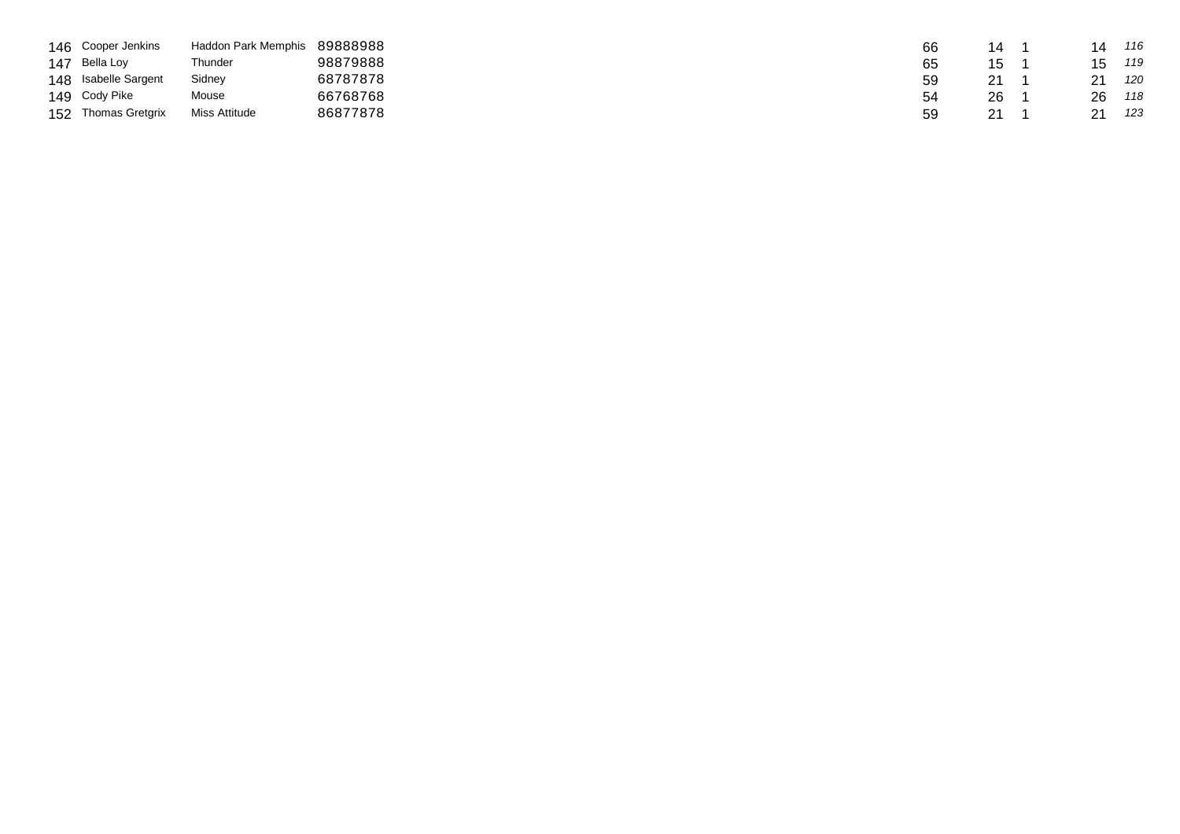| | | | | | | | | |
|---|---|---|---|---|---|---|---|---|
| 146 | Cooper Jenkins | Haddon Park Memphis | 89888988 | 66 | 14 | 1 | 14 | *116* |
| 147 | Bella Loy | Thunder | 98879888 | 65 | 15 | 1 | 15 | *119* |
| 148 | Isabelle Sargent | Sidney | 68787878 | 59 | 21 | 1 | 21 | *120* |
| 149 | Cody Pike | Mouse | 66768768 | 54 | 26 | 1 | 26 | *118* |
| 152 | Thomas Gretgrix | Miss Attitude | 86877878 | 59 | 21 | 1 | 21 | *123* |